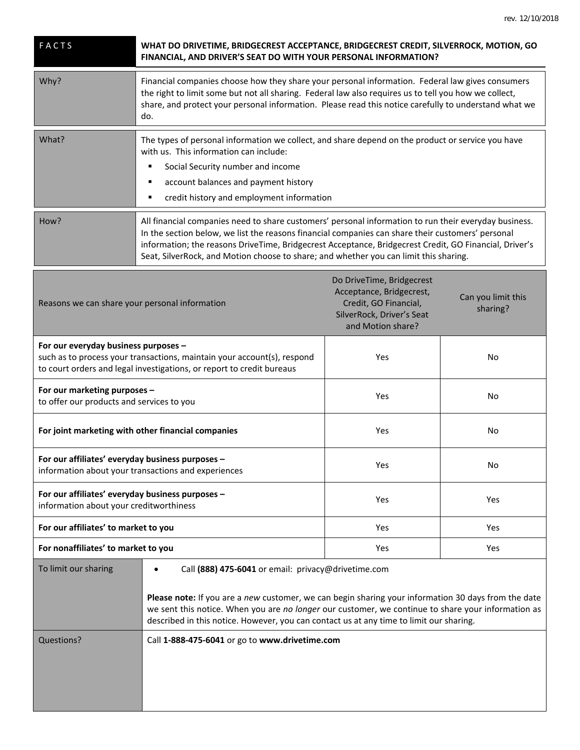rev. 12/10/2018

| FACTS | WHAT DO DRIVETIME, BRIDGECREST ACCEPTANCE, BRIDGECREST CREDIT, SILVERROCK, MOTION, GO FINANCIAL, AND DRIVER'S SEAT DO WITH YOUR PERSONAL INFORMATION? |
|---|---|
| Why? | Financial companies choose how they share your personal information. Federal law gives consumers the right to limit some but not all sharing. Federal law also requires us to tell you how we collect, share, and protect your personal information. Please read this notice carefully to understand what we do. |
| What? | The types of personal information we collect, and share depend on the product or service you have with us. This information can include:<br>▪ Social Security number and income<br>▪ account balances and payment history<br>▪ credit history and employment information |
| How? | All financial companies need to share customers' personal information to run their everyday business. In the section below, we list the reasons financial companies can share their customers' personal information; the reasons DriveTime, Bridgecrest Acceptance, Bridgecrest Credit, GO Financial, Driver's Seat, SilverRock, and Motion choose to share; and whether you can limit this sharing. |

| Reasons we can share your personal information | Do DriveTime, Bridgecrest Acceptance, Bridgecrest, Credit, GO Financial, SilverRock, Driver's Seat and Motion share? | Can you limit this sharing? |
|---|---|---|
| **For our everyday business purposes –** such as to process your transactions, maintain your account(s), respond to court orders and legal investigations, or report to credit bureaus | Yes | No |
| **For our marketing purposes –** to offer our products and services to you | Yes | No |
| **For joint marketing with other financial companies** | Yes | No |
| **For our affiliates' everyday business purposes –** information about your transactions and experiences | Yes | No |
| **For our affiliates' everyday business purposes –** information about your creditworthiness | Yes | Yes |
| **For our affiliates' to market to you** | Yes | Yes |
| **For nonaffiliates' to market to you** | Yes | Yes |

| To limit our sharing | • Call **(888) 475-6041** or email: privacy@drivetime.com<br><br>**Please note:** If you are a *new* customer, we can begin sharing your information 30 days from the date we sent this notice. When you are *no longer* our customer, we continue to share your information as described in this notice. However, you can contact us at any time to limit our sharing. |
|---|---|
| Questions? | Call **1-888-475-6041** or go to **www.drivetime.com** |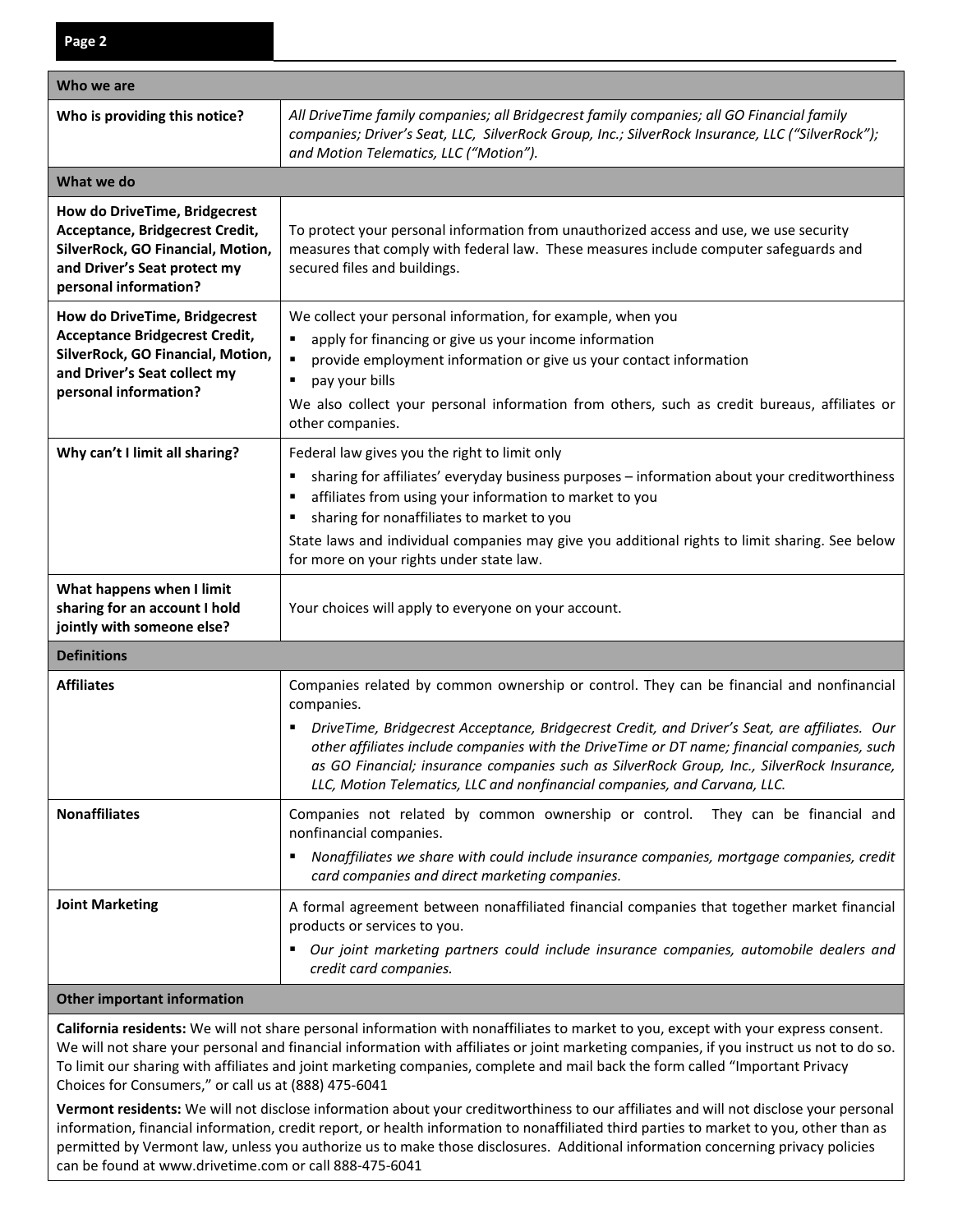| Who we are | |
|---|---|
| **Who is providing this notice?** | *All DriveTime family companies; all Bridgecrest family companies; all GO Financial family companies; Driver's Seat, LLC, SilverRock Group, Inc.; SilverRock Insurance, LLC ("SilverRock"); and Motion Telematics, LLC ("Motion").* |
| **What we do** | |
| **How do DriveTime, Bridgecrest Acceptance, Bridgecrest Credit, SilverRock, GO Financial, Motion, and Driver's Seat protect my personal information?** | To protect your personal information from unauthorized access and use, we use security measures that comply with federal law. These measures include computer safeguards and secured files and buildings. |
| **How do DriveTime, Bridgecrest Acceptance Bridgecrest Credit, SilverRock, GO Financial, Motion, and Driver's Seat collect my personal information?** | We collect your personal information, for example, when you<br>▪ apply for financing or give us your income information<br>▪ provide employment information or give us your contact information<br>▪ pay your bills<br>We also collect your personal information from others, such as credit bureaus, affiliates or other companies. |
| **Why can't I limit all sharing?** | Federal law gives you the right to limit only<br>▪ sharing for affiliates' everyday business purposes – information about your creditworthiness<br>▪ affiliates from using your information to market to you<br>▪ sharing for nonaffiliates to market to you<br>State laws and individual companies may give you additional rights to limit sharing. See below for more on your rights under state law. |
| **What happens when I limit sharing for an account I hold jointly with someone else?** | Your choices will apply to everyone on your account. |
| **Definitions** | |
| **Affiliates** | Companies related by common ownership or control. They can be financial and nonfinancial companies.<br>▪ *DriveTime, Bridgecrest Acceptance, Bridgecrest Credit, and Driver's Seat, are affiliates. Our other affiliates include companies with the DriveTime or DT name; financial companies, such as GO Financial; insurance companies such as SilverRock Group, Inc., SilverRock Insurance, LLC, Motion Telematics, LLC and nonfinancial companies, and Carvana, LLC.* |
| **Nonaffiliates** | Companies not related by common ownership or control. They can be financial and nonfinancial companies.<br>▪ *Nonaffiliates we share with could include insurance companies, mortgage companies, credit card companies and direct marketing companies.* |
| **Joint Marketing** | A formal agreement between nonaffiliated financial companies that together market financial products or services to you.<br>▪ *Our joint marketing partners could include insurance companies, automobile dealers and credit card companies.* |
| **Other important information** | |

**California residents:** We will not share personal information with nonaffiliates to market to you, except with your express consent. We will not share your personal and financial information with affiliates or joint marketing companies, if you instruct us not to do so. To limit our sharing with affiliates and joint marketing companies, complete and mail back the form called "Important Privacy Choices for Consumers," or call us at (888) 475-6041

**Vermont residents:** We will not disclose information about your creditworthiness to our affiliates and will not disclose your personal information, financial information, credit report, or health information to nonaffiliated third parties to market to you, other than as permitted by Vermont law, unless you authorize us to make those disclosures. Additional information concerning privacy policies can be found at www.drivetime.com or call 888-475-6041